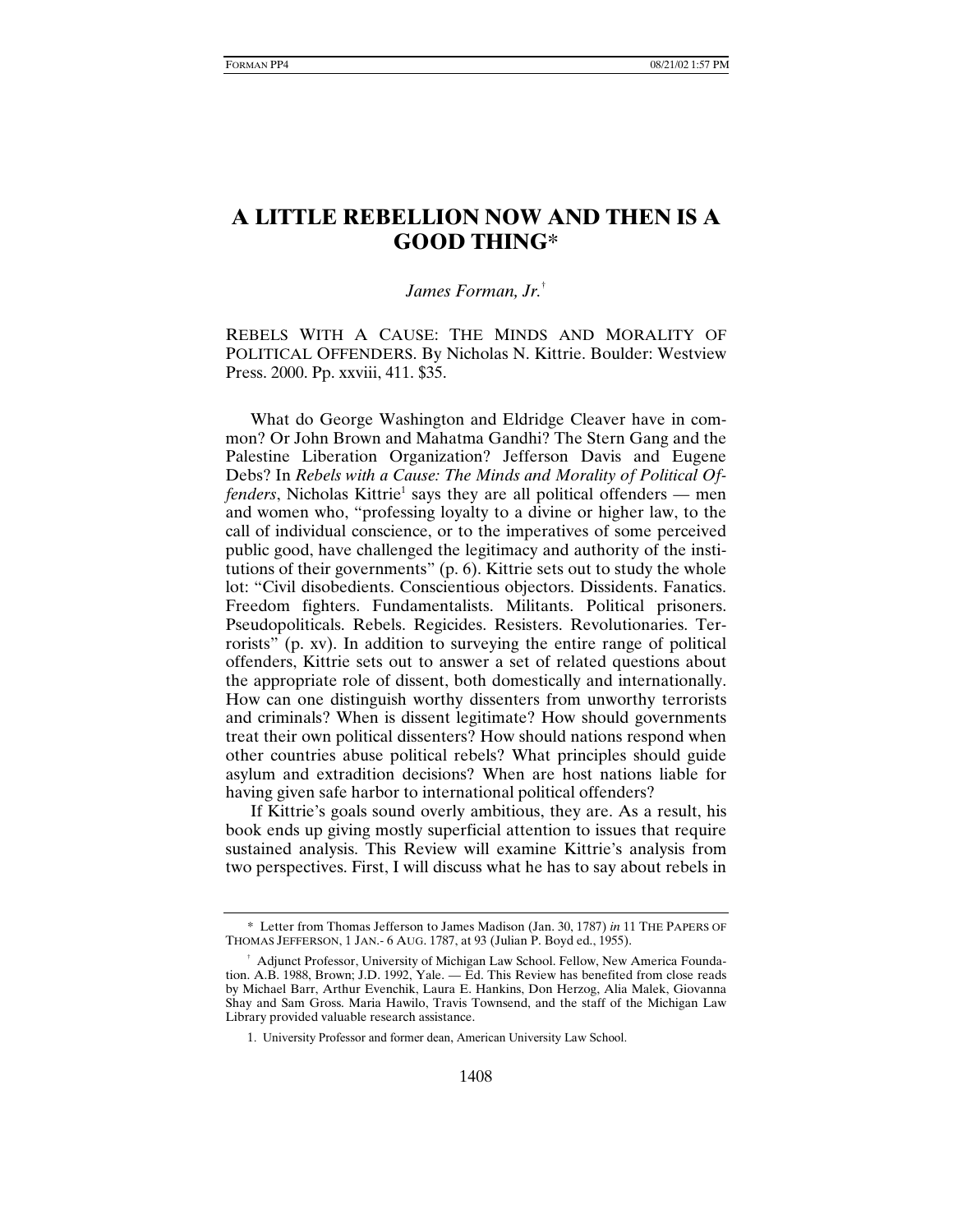# A LITTLE REBELLION NOW AND THEN IS A GOOD THING*

*James Forman, Jr.*[†]

REBELS WITH A CAUSE: THE MINDS AND MORALITY OF POLITICAL OFFENDERS. By Nicholas N. Kittrie. Boulder: Westview Press. 2000. Pp. xxviii, 411. $35.

What do George Washington and Eldridge Cleaver have in common? Or John Brown and Mahatma Gandhi? The Stern Gang and the Palestine Liberation Organization? Jefferson Davis and Eugene Debs? In *Rebels with a Cause: The Minds and Morality of Political Offenders*, Nicholas Kittrie[1] says they are all political offenders — men and women who, "professing loyalty to a divine or higher law, to the call of individual conscience, or to the imperatives of some perceived public good, have challenged the legitimacy and authority of the institutions of their governments" (p. 6). Kittrie sets out to study the whole lot: "Civil disobedients. Conscientious objectors. Dissidents. Fanatics. Freedom fighters. Fundamentalists. Militants. Political prisoners. Pseudopoliticals. Rebels. Regicides. Resisters. Revolutionaries. Terrorists" (p. xv). In addition to surveying the entire range of political offenders, Kittrie sets out to answer a set of related questions about the appropriate role of dissent, both domestically and internationally. How can one distinguish worthy dissenters from unworthy terrorists and criminals? When is dissent legitimate? How should governments treat their own political dissenters? How should nations respond when other countries abuse political rebels? What principles should guide asylum and extradition decisions? When are host nations liable for having given safe harbor to international political offenders?

If Kittrie's goals sound overly ambitious, they are. As a result, his book ends up giving mostly superficial attention to issues that require sustained analysis. This Review will examine Kittrie's analysis from two perspectives. First, I will discuss what he has to say about rebels in

---

\* Letter from Thomas Jefferson to James Madison (Jan. 30, 1787) *in* 11 THE PAPERS OF THOMAS JEFFERSON, 1 JAN.- 6 AUG. 1787, at 93 (Julian P. Boyd ed., 1955).

† Adjunct Professor, University of Michigan Law School. Fellow, New America Foundation. A.B. 1988, Brown; J.D. 1992, Yale. — Ed. This Review has benefited from close reads by Michael Barr, Arthur Evenchik, Laura E. Hankins, Don Herzog, Alia Malek, Giovanna Shay and Sam Gross. Maria Hawilo, Travis Townsend, and the staff of the Michigan Law Library provided valuable research assistance.

1. University Professor and former dean, American University Law School.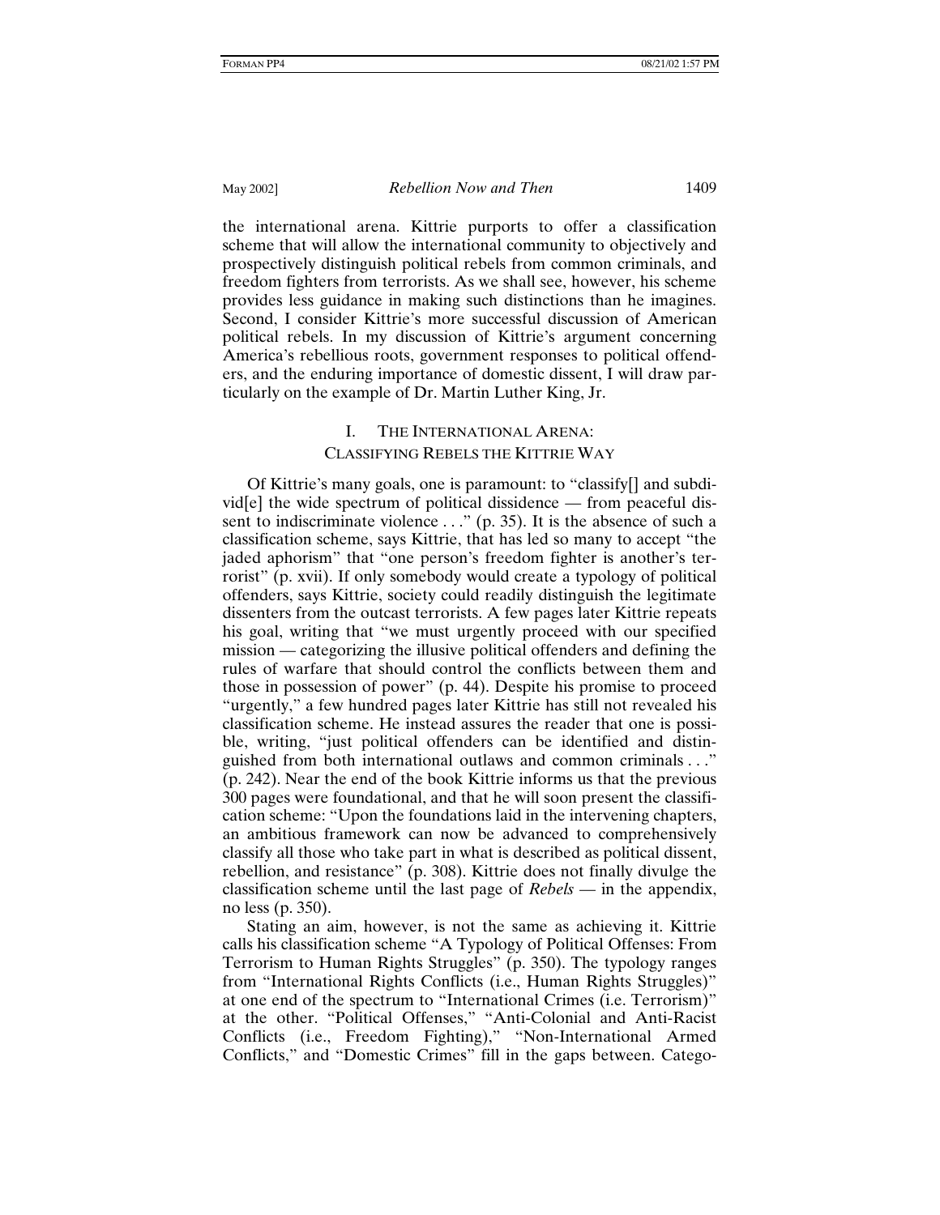the international arena. Kittrie purports to offer a classification scheme that will allow the international community to objectively and prospectively distinguish political rebels from common criminals, and freedom fighters from terrorists. As we shall see, however, his scheme provides less guidance in making such distinctions than he imagines. Second, I consider Kittrie's more successful discussion of American political rebels. In my discussion of Kittrie's argument concerning America's rebellious roots, government responses to political offenders, and the enduring importance of domestic dissent, I will draw particularly on the example of Dr. Martin Luther King, Jr.

## I. The International Arena: Classifying Rebels the Kittrie Way

Of Kittrie's many goals, one is paramount: to "classify[] and subdivid[e] the wide spectrum of political dissidence — from peaceful dissent to indiscriminate violence . . ." (p. 35). It is the absence of such a classification scheme, says Kittrie, that has led so many to accept "the jaded aphorism" that "one person's freedom fighter is another's terrorist" (p. xvii). If only somebody would create a typology of political offenders, says Kittrie, society could readily distinguish the legitimate dissenters from the outcast terrorists. A few pages later Kittrie repeats his goal, writing that "we must urgently proceed with our specified mission — categorizing the illusive political offenders and defining the rules of warfare that should control the conflicts between them and those in possession of power" (p. 44). Despite his promise to proceed "urgently," a few hundred pages later Kittrie has still not revealed his classification scheme. He instead assures the reader that one is possible, writing, "just political offenders can be identified and distinguished from both international outlaws and common criminals . . ." (p. 242). Near the end of the book Kittrie informs us that the previous 300 pages were foundational, and that he will soon present the classification scheme: "Upon the foundations laid in the intervening chapters, an ambitious framework can now be advanced to comprehensively classify all those who take part in what is described as political dissent, rebellion, and resistance" (p. 308). Kittrie does not finally divulge the classification scheme until the last page of *Rebels* — in the appendix, no less (p. 350).

Stating an aim, however, is not the same as achieving it. Kittrie calls his classification scheme "A Typology of Political Offenses: From Terrorism to Human Rights Struggles" (p. 350). The typology ranges from "International Rights Conflicts (i.e., Human Rights Struggles)" at one end of the spectrum to "International Crimes (i.e. Terrorism)" at the other. "Political Offenses," "Anti-Colonial and Anti-Racist Conflicts (i.e., Freedom Fighting)," "Non-International Armed Conflicts," and "Domestic Crimes" fill in the gaps between. Catego-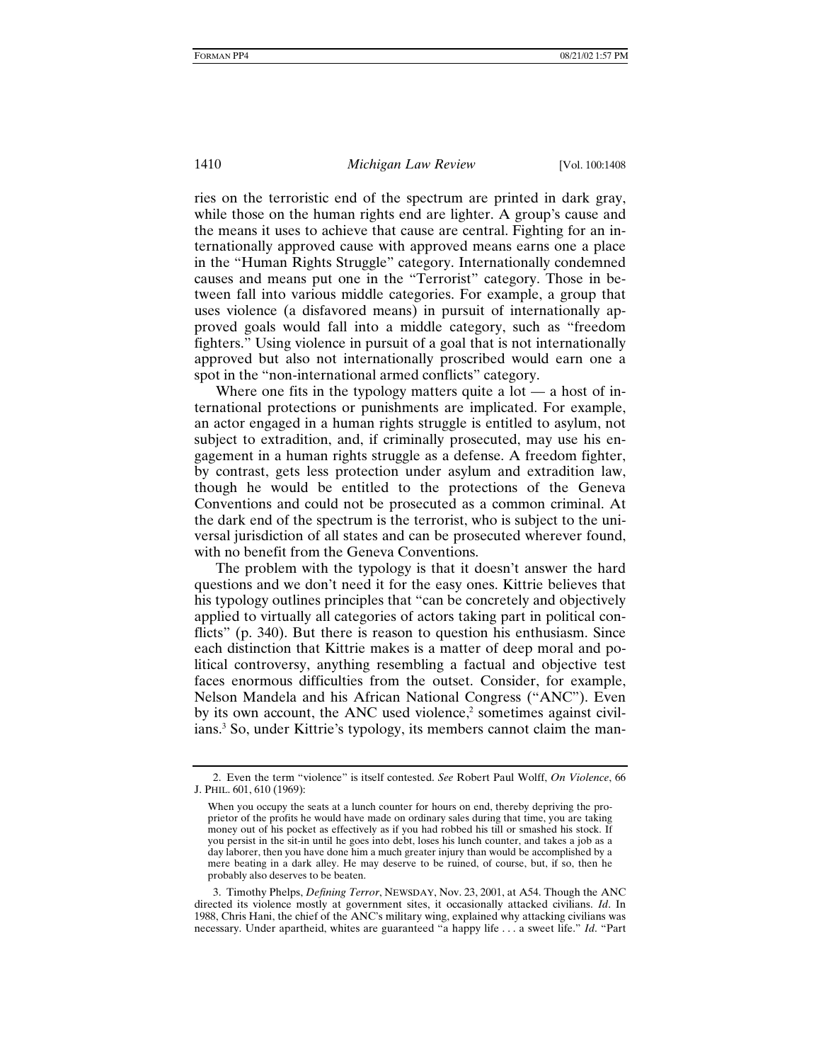ries on the terroristic end of the spectrum are printed in dark gray, while those on the human rights end are lighter. A group's cause and the means it uses to achieve that cause are central. Fighting for an internationally approved cause with approved means earns one a place in the "Human Rights Struggle" category. Internationally condemned causes and means put one in the "Terrorist" category. Those in between fall into various middle categories. For example, a group that uses violence (a disfavored means) in pursuit of internationally approved goals would fall into a middle category, such as "freedom fighters." Using violence in pursuit of a goal that is not internationally approved but also not internationally proscribed would earn one a spot in the "non-international armed conflicts" category.

Where one fits in the typology matters quite a lot — a host of international protections or punishments are implicated. For example, an actor engaged in a human rights struggle is entitled to asylum, not subject to extradition, and, if criminally prosecuted, may use his engagement in a human rights struggle as a defense. A freedom fighter, by contrast, gets less protection under asylum and extradition law, though he would be entitled to the protections of the Geneva Conventions and could not be prosecuted as a common criminal. At the dark end of the spectrum is the terrorist, who is subject to the universal jurisdiction of all states and can be prosecuted wherever found, with no benefit from the Geneva Conventions.

The problem with the typology is that it doesn't answer the hard questions and we don't need it for the easy ones. Kittrie believes that his typology outlines principles that "can be concretely and objectively applied to virtually all categories of actors taking part in political conflicts" (p. 340). But there is reason to question his enthusiasm. Since each distinction that Kittrie makes is a matter of deep moral and political controversy, anything resembling a factual and objective test faces enormous difficulties from the outset. Consider, for example, Nelson Mandela and his African National Congress ("ANC"). Even by its own account, the ANC used violence,[2] sometimes against civilians.[3] So, under Kittrie's typology, its members cannot claim the man-

2. Even the term "violence" is itself contested. *See* Robert Paul Wolff, *On Violence*, 66 J. PHIL. 601, 610 (1969):

> When you occupy the seats at a lunch counter for hours on end, thereby depriving the proprietor of the profits he would have made on ordinary sales during that time, you are taking money out of his pocket as effectively as if you had robbed his till or smashed his stock. If you persist in the sit-in until he goes into debt, loses his lunch counter, and takes a job as a day laborer, then you have done him a much greater injury than would be accomplished by a mere beating in a dark alley. He may deserve to be ruined, of course, but, if so, then he probably also deserves to be beaten.

3. Timothy Phelps, *Defining Terror*, NEWSDAY, Nov. 23, 2001, at A54. Though the ANC directed its violence mostly at government sites, it occasionally attacked civilians. *Id*. In 1988, Chris Hani, the chief of the ANC's military wing, explained why attacking civilians was necessary. Under apartheid, whites are guaranteed "a happy life . . . a sweet life." *Id*. "Part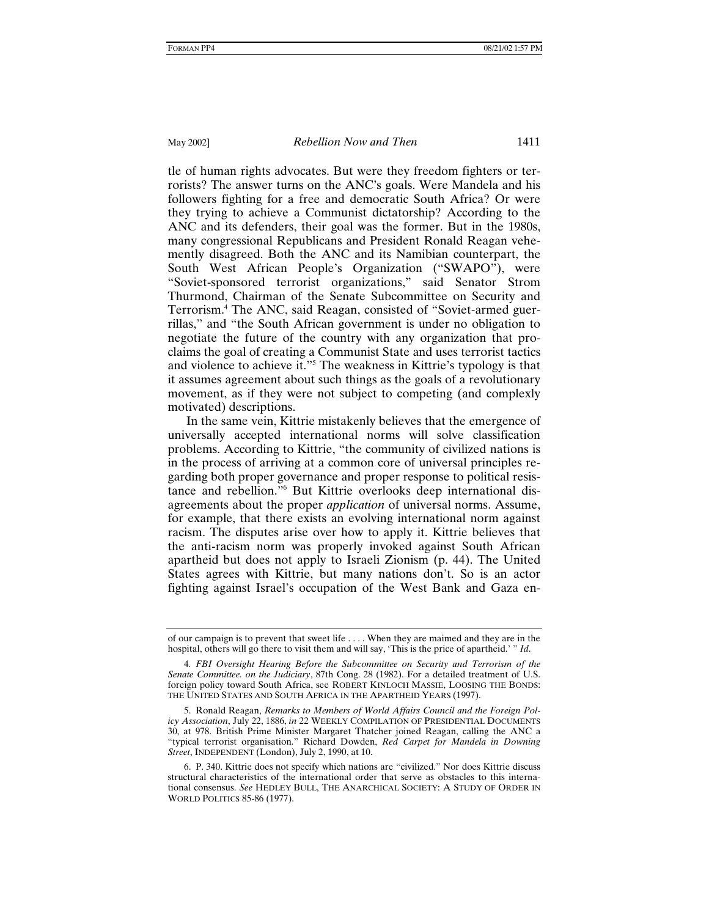tle of human rights advocates. But were they freedom fighters or terrorists? The answer turns on the ANC's goals. Were Mandela and his followers fighting for a free and democratic South Africa? Or were they trying to achieve a Communist dictatorship? According to the ANC and its defenders, their goal was the former. But in the 1980s, many congressional Republicans and President Ronald Reagan vehemently disagreed. Both the ANC and its Namibian counterpart, the South West African People's Organization ("SWAPO"), were "Soviet-sponsored terrorist organizations," said Senator Strom Thurmond, Chairman of the Senate Subcommittee on Security and Terrorism.[4] The ANC, said Reagan, consisted of "Soviet-armed guerrillas," and "the South African government is under no obligation to negotiate the future of the country with any organization that proclaims the goal of creating a Communist State and uses terrorist tactics and violence to achieve it."[5] The weakness in Kittrie's typology is that it assumes agreement about such things as the goals of a revolutionary movement, as if they were not subject to competing (and complexly motivated) descriptions.

In the same vein, Kittrie mistakenly believes that the emergence of universally accepted international norms will solve classification problems. According to Kittrie, "the community of civilized nations is in the process of arriving at a common core of universal principles regarding both proper governance and proper response to political resistance and rebellion."[6] But Kittrie overlooks deep international disagreements about the proper *application* of universal norms. Assume, for example, that there exists an evolving international norm against racism. The disputes arise over how to apply it. Kittrie believes that the anti-racism norm was properly invoked against South African apartheid but does not apply to Israeli Zionism (p. 44). The United States agrees with Kittrie, but many nations don't. So is an actor fighting against Israel's occupation of the West Bank and Gaza en-

---

of our campaign is to prevent that sweet life . . . . When they are maimed and they are in the hospital, others will go there to visit them and will say, 'This is the price of apartheid.' " *Id*.

4. *FBI Oversight Hearing Before the Subcommittee on Security and Terrorism of the Senate Committee. on the Judiciary*, 87th Cong. 28 (1982). For a detailed treatment of U.S. foreign policy toward South Africa, see ROBERT KINLOCH MASSIE, LOOSING THE BONDS: THE UNITED STATES AND SOUTH AFRICA IN THE APARTHEID YEARS (1997).

5. Ronald Reagan, *Remarks to Members of World Affairs Council and the Foreign Policy Association*, July 22, 1886, *in* 22 WEEKLY COMPILATION OF PRESIDENTIAL DOCUMENTS 30, at 978. British Prime Minister Margaret Thatcher joined Reagan, calling the ANC a "typical terrorist organisation." Richard Dowden, *Red Carpet for Mandela in Downing Street*, INDEPENDENT (London), July 2, 1990, at 10.

6. P. 340. Kittrie does not specify which nations are "civilized." Nor does Kittrie discuss structural characteristics of the international order that serve as obstacles to this international consensus. *See* HEDLEY BULL, THE ANARCHICAL SOCIETY: A STUDY OF ORDER IN WORLD POLITICS 85-86 (1977).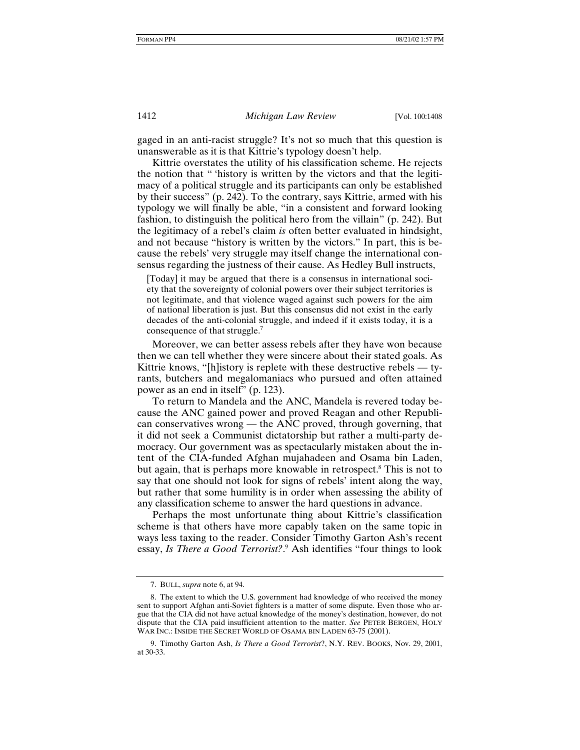gaged in an anti-racist struggle? It's not so much that this question is unanswerable as it is that Kittrie's typology doesn't help.

Kittrie overstates the utility of his classification scheme. He rejects the notion that " 'history is written by the victors and that the legitimacy of a political struggle and its participants can only be established by their success" (p. 242). To the contrary, says Kittrie, armed with his typology we will finally be able, "in a consistent and forward looking fashion, to distinguish the political hero from the villain" (p. 242). But the legitimacy of a rebel's claim *is* often better evaluated in hindsight, and not because "history is written by the victors." In part, this is because the rebels' very struggle may itself change the international consensus regarding the justness of their cause. As Hedley Bull instructs,

> [Today] it may be argued that there is a consensus in international society that the sovereignty of colonial powers over their subject territories is not legitimate, and that violence waged against such powers for the aim of national liberation is just. But this consensus did not exist in the early decades of the anti-colonial struggle, and indeed if it exists today, it is a consequence of that struggle.[7]

Moreover, we can better assess rebels after they have won because then we can tell whether they were sincere about their stated goals. As Kittrie knows, "[h]istory is replete with these destructive rebels — tyrants, butchers and megalomaniacs who pursued and often attained power as an end in itself" (p. 123).

To return to Mandela and the ANC, Mandela is revered today because the ANC gained power and proved Reagan and other Republican conservatives wrong — the ANC proved, through governing, that it did not seek a Communist dictatorship but rather a multi-party democracy. Our government was as spectacularly mistaken about the intent of the CIA-funded Afghan mujahadeen and Osama bin Laden, but again, that is perhaps more knowable in retrospect.[8] This is not to say that one should not look for signs of rebels' intent along the way, but rather that some humility is in order when assessing the ability of any classification scheme to answer the hard questions in advance.

Perhaps the most unfortunate thing about Kittrie's classification scheme is that others have more capably taken on the same topic in ways less taxing to the reader. Consider Timothy Garton Ash's recent essay, *Is There a Good Terrorist?*.[9] Ash identifies "four things to look

---

7. BULL, *supra* note 6, at 94.

8. The extent to which the U.S. government had knowledge of who received the money sent to support Afghan anti-Soviet fighters is a matter of some dispute. Even those who argue that the CIA did not have actual knowledge of the money's destination, however, do not dispute that the CIA paid insufficient attention to the matter. *See* PETER BERGEN, HOLY WAR INC.: INSIDE THE SECRET WORLD OF OSAMA BIN LADEN 63-75 (2001).

9. Timothy Garton Ash, *Is There a Good Terrorist*?, N.Y. REV. BOOKS, Nov. 29, 2001, at 30-33.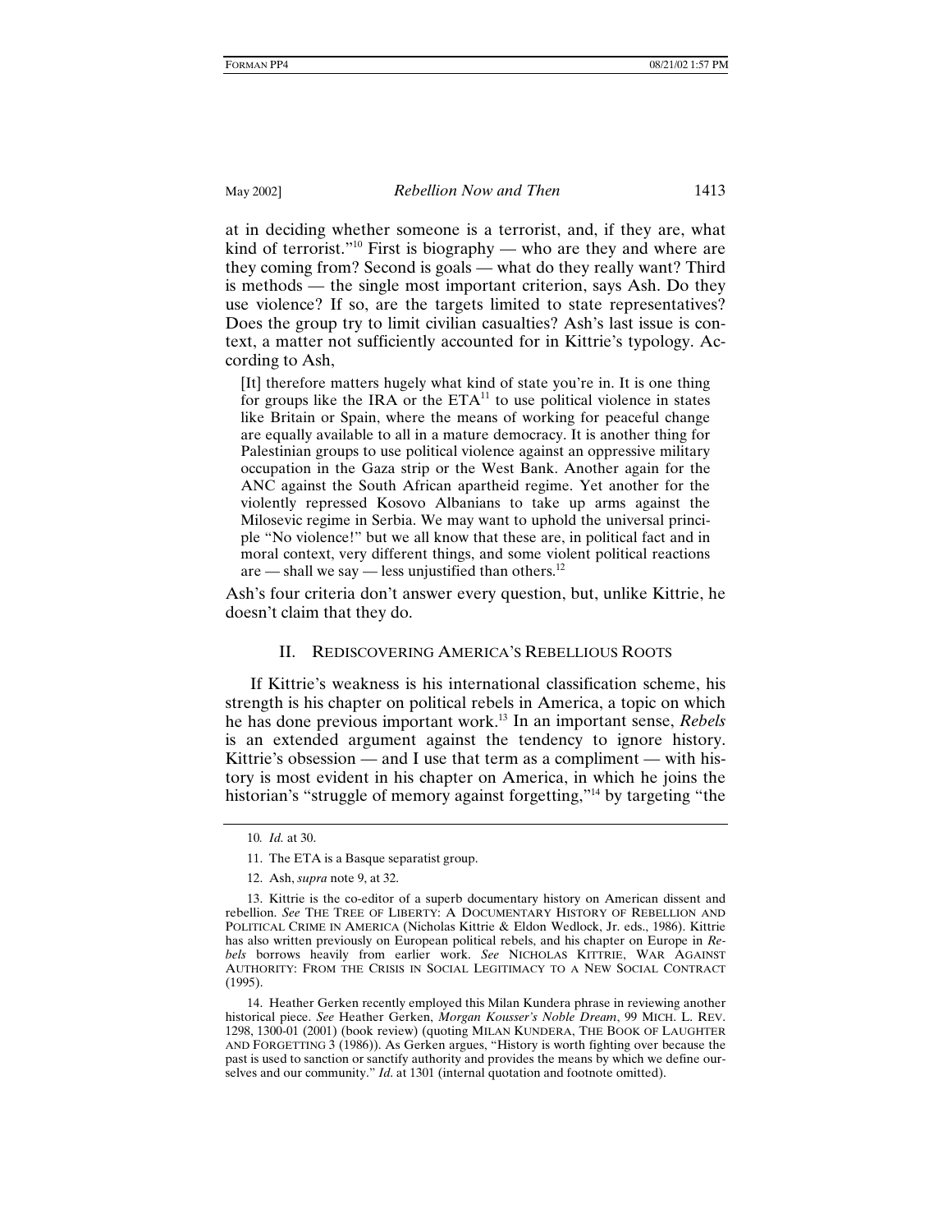at in deciding whether someone is a terrorist, and, if they are, what kind of terrorist."[10] First is biography — who are they and where are they coming from? Second is goals — what do they really want? Third is methods — the single most important criterion, says Ash. Do they use violence? If so, are the targets limited to state representatives? Does the group try to limit civilian casualties? Ash's last issue is context, a matter not sufficiently accounted for in Kittrie's typology. According to Ash,

> [It] therefore matters hugely what kind of state you're in. It is one thing for groups like the IRA or the ETA[11] to use political violence in states like Britain or Spain, where the means of working for peaceful change are equally available to all in a mature democracy. It is another thing for Palestinian groups to use political violence against an oppressive military occupation in the Gaza strip or the West Bank. Another again for the ANC against the South African apartheid regime. Yet another for the violently repressed Kosovo Albanians to take up arms against the Milosevic regime in Serbia. We may want to uphold the universal principle "No violence!" but we all know that these are, in political fact and in moral context, very different things, and some violent political reactions are — shall we say — less unjustified than others.[12]

Ash's four criteria don't answer every question, but, unlike Kittrie, he doesn't claim that they do.

## II. Rediscovering America's Rebellious Roots

If Kittrie's weakness is his international classification scheme, his strength is his chapter on political rebels in America, a topic on which he has done previous important work.[13] In an important sense, *Rebels* is an extended argument against the tendency to ignore history. Kittrie's obsession — and I use that term as a compliment — with history is most evident in his chapter on America, in which he joins the historian's "struggle of memory against forgetting,"[14] by targeting "the

---

10. *Id.* at 30.

11. The ETA is a Basque separatist group.

12. Ash, *supra* note 9, at 32.

13. Kittrie is the co-editor of a superb documentary history on American dissent and rebellion. *See* THE TREE OF LIBERTY: A DOCUMENTARY HISTORY OF REBELLION AND POLITICAL CRIME IN AMERICA (Nicholas Kittrie & Eldon Wedlock, Jr. eds., 1986). Kittrie has also written previously on European political rebels, and his chapter on Europe in *Rebels* borrows heavily from earlier work. *See* NICHOLAS KITTRIE, WAR AGAINST AUTHORITY: FROM THE CRISIS IN SOCIAL LEGITIMACY TO A NEW SOCIAL CONTRACT (1995).

14. Heather Gerken recently employed this Milan Kundera phrase in reviewing another historical piece. *See* Heather Gerken, *Morgan Kousser's Noble Dream*, 99 MICH. L. REV. 1298, 1300-01 (2001) (book review) (quoting MILAN KUNDERA, THE BOOK OF LAUGHTER AND FORGETTING 3 (1986)). As Gerken argues, "History is worth fighting over because the past is used to sanction or sanctify authority and provides the means by which we define ourselves and our community." *Id.* at 1301 (internal quotation and footnote omitted).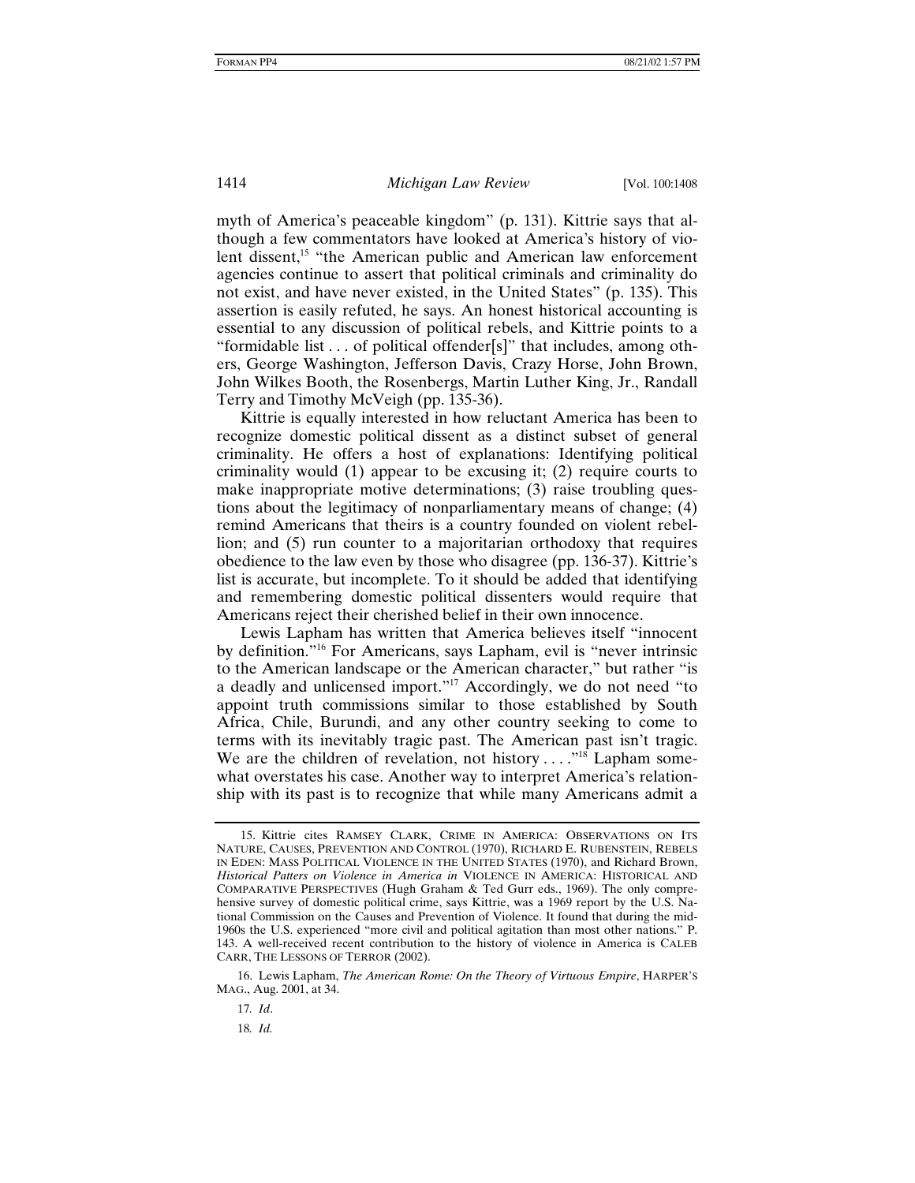myth of America's peaceable kingdom" (p. 131). Kittrie says that although a few commentators have looked at America's history of violent dissent,[15] "the American public and American law enforcement agencies continue to assert that political criminals and criminality do not exist, and have never existed, in the United States" (p. 135). This assertion is easily refuted, he says. An honest historical accounting is essential to any discussion of political rebels, and Kittrie points to a "formidable list . . . of political offender[s]" that includes, among others, George Washington, Jefferson Davis, Crazy Horse, John Brown, John Wilkes Booth, the Rosenbergs, Martin Luther King, Jr., Randall Terry and Timothy McVeigh (pp. 135-36).

Kittrie is equally interested in how reluctant America has been to recognize domestic political dissent as a distinct subset of general criminality. He offers a host of explanations: Identifying political criminality would (1) appear to be excusing it; (2) require courts to make inappropriate motive determinations; (3) raise troubling questions about the legitimacy of nonparliamentary means of change; (4) remind Americans that theirs is a country founded on violent rebellion; and (5) run counter to a majoritarian orthodoxy that requires obedience to the law even by those who disagree (pp. 136-37). Kittrie's list is accurate, but incomplete. To it should be added that identifying and remembering domestic political dissenters would require that Americans reject their cherished belief in their own innocence.

Lewis Lapham has written that America believes itself "innocent by definition."[16] For Americans, says Lapham, evil is "never intrinsic to the American landscape or the American character," but rather "is a deadly and unlicensed import."[17] Accordingly, we do not need "to appoint truth commissions similar to those established by South Africa, Chile, Burundi, and any other country seeking to come to terms with its inevitably tragic past. The American past isn't tragic. We are the children of revelation, not history . . . ."[18] Lapham somewhat overstates his case. Another way to interpret America's relationship with its past is to recognize that while many Americans admit a

---

15. Kittrie cites RAMSEY CLARK, CRIME IN AMERICA: OBSERVATIONS ON ITS NATURE, CAUSES, PREVENTION AND CONTROL (1970), RICHARD E. RUBENSTEIN, REBELS IN EDEN: MASS POLITICAL VIOLENCE IN THE UNITED STATES (1970), and Richard Brown, *Historical Patterns on Violence in America in* VIOLENCE IN AMERICA: HISTORICAL AND COMPARATIVE PERSPECTIVES (Hugh Graham & Ted Gurr eds., 1969). The only comprehensive survey of domestic political crime, says Kittrie, was a 1969 report by the U.S. National Commission on the Causes and Prevention of Violence. It found that during the mid-1960s the U.S. experienced "more civil and political agitation than most other nations." P. 143. A well-received recent contribution to the history of violence in America is CALEB CARR, THE LESSONS OF TERROR (2002).

16. Lewis Lapham, *The American Rome: On the Theory of Virtuous Empire*, HARPER'S MAG., Aug. 2001, at 34.

17. *Id*.

18. *Id.*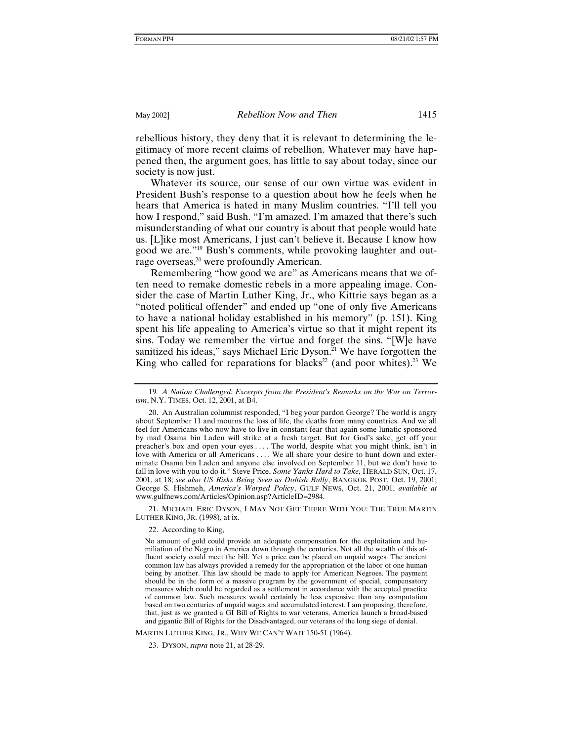rebellious history, they deny that it is relevant to determining the legitimacy of more recent claims of rebellion. Whatever may have happened then, the argument goes, has little to say about today, since our society is now just.

Whatever its source, our sense of our own virtue was evident in President Bush's response to a question about how he feels when he hears that America is hated in many Muslim countries. "I'll tell you how I respond," said Bush. "I'm amazed. I'm amazed that there's such misunderstanding of what our country is about that people would hate us. [L]ike most Americans, I just can't believe it. Because I know how good we are."[19] Bush's comments, while provoking laughter and outrage overseas,[20] were profoundly American.

Remembering "how good we are" as Americans means that we often need to remake domestic rebels in a more appealing image. Consider the case of Martin Luther King, Jr., who Kittrie says began as a "noted political offender" and ended up "one of only five Americans to have a national holiday established in his memory" (p. 151). King spent his life appealing to America's virtue so that it might repent its sins. Today we remember the virtue and forget the sins. "[W]e have sanitized his ideas," says Michael Eric Dyson.[21] We have forgotten the King who called for reparations for blacks[22] (and poor whites).[23] We

---

19. *A Nation Challenged: Excerpts from the President's Remarks on the War on Terrorism*, N.Y. TIMES, Oct. 12, 2001, at B4.

20. An Australian columnist responded, "I beg your pardon George? The world is angry about September 11 and mourns the loss of life, the deaths from many countries. And we all feel for Americans who now have to live in constant fear that again some lunatic sponsored by mad Osama bin Laden will strike at a fresh target. But for God's sake, get off your preacher's box and open your eyes . . . . The world, despite what you might think, isn't in love with America or all Americans . . . . We all share your desire to hunt down and exterminate Osama bin Laden and anyone else involved on September 11, but we don't have to fall in love with you to do it." Steve Price, *Some Yanks Hard to Take*, HERALD SUN, Oct. 17, 2001, at 18; *see also US Risks Being Seen as Doltish Bully*, BANGKOK POST, Oct. 19, 2001; George S. Hishmeh, *America's Warped Policy*, GULF NEWS, Oct. 21, 2001, *available at* www.gulfnews.com/Articles/Opinion.asp?ArticleID=2984.

21. MICHAEL ERIC DYSON, I MAY NOT GET THERE WITH YOU: THE TRUE MARTIN LUTHER KING, JR. (1998), at ix.

22. According to King,

> No amount of gold could provide an adequate compensation for the exploitation and humiliation of the Negro in America down through the centuries. Not all the wealth of this affluent society could meet the bill. Yet a price can be placed on unpaid wages. The ancient common law has always provided a remedy for the appropriation of the labor of one human being by another. This law should be made to apply for American Negroes. The payment should be in the form of a massive program by the government of special, compensatory measures which could be regarded as a settlement in accordance with the accepted practice of common law. Such measures would certainly be less expensive than any computation based on two centuries of unpaid wages and accumulated interest. I am proposing, therefore, that, just as we granted a GI Bill of Rights to war veterans, America launch a broad-based and gigantic Bill of Rights for the Disadvantaged, our veterans of the long siege of denial.

MARTIN LUTHER KING, JR., WHY WE CAN'T WAIT 150-51 (1964).

23. DYSON, *supra* note 21, at 28-29.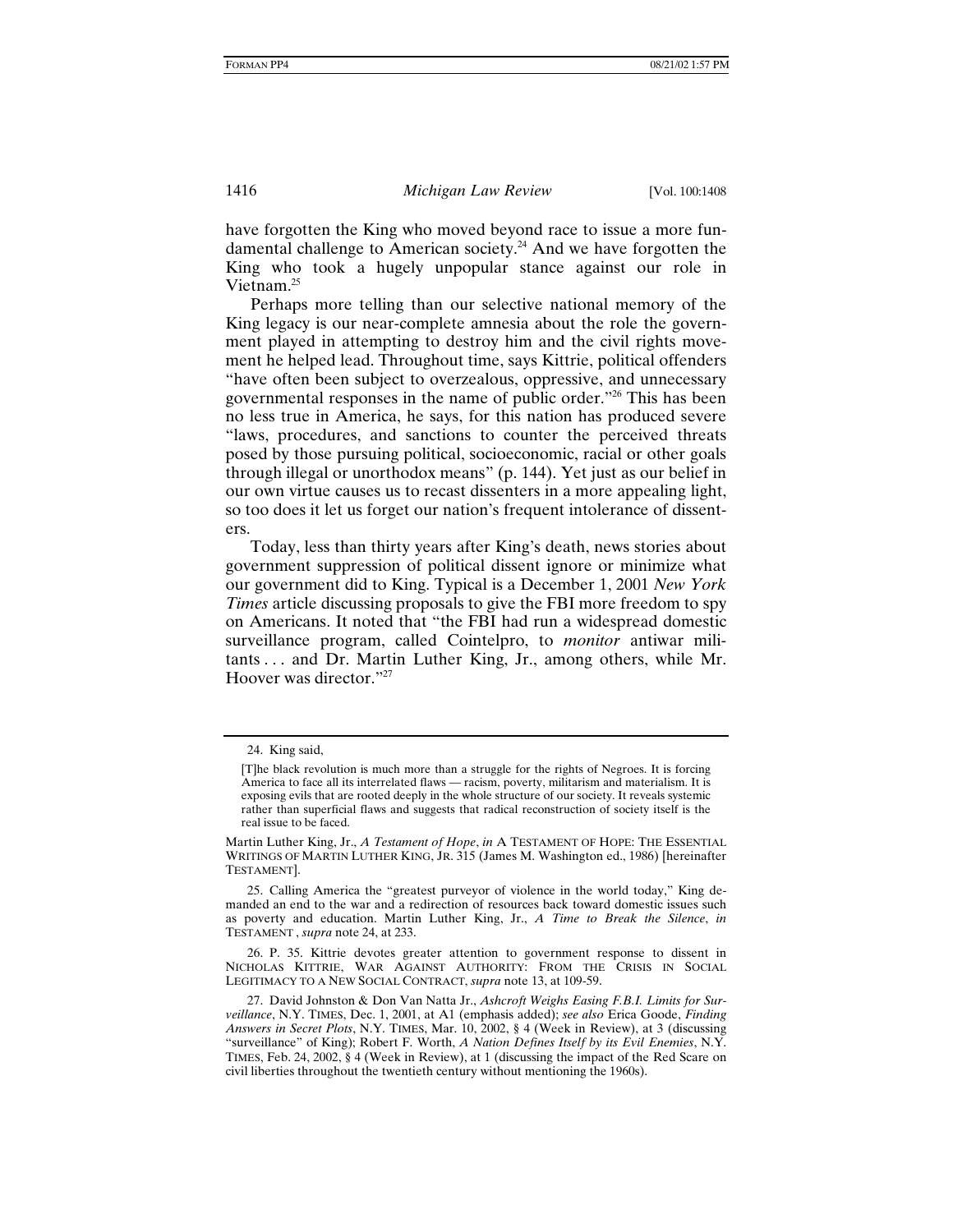have forgotten the King who moved beyond race to issue a more fundamental challenge to American society.[24] And we have forgotten the King who took a hugely unpopular stance against our role in Vietnam.[25]

Perhaps more telling than our selective national memory of the King legacy is our near-complete amnesia about the role the government played in attempting to destroy him and the civil rights movement he helped lead. Throughout time, says Kittrie, political offenders "have often been subject to overzealous, oppressive, and unnecessary governmental responses in the name of public order."[26] This has been no less true in America, he says, for this nation has produced severe "laws, procedures, and sanctions to counter the perceived threats posed by those pursuing political, socioeconomic, racial or other goals through illegal or unorthodox means" (p. 144). Yet just as our belief in our own virtue causes us to recast dissenters in a more appealing light, so too does it let us forget our nation's frequent intolerance of dissenters.

Today, less than thirty years after King's death, news stories about government suppression of political dissent ignore or minimize what our government did to King. Typical is a December 1, 2001 *New York Times* article discussing proposals to give the FBI more freedom to spy on Americans. It noted that "the FBI had run a widespread domestic surveillance program, called Cointelpro, to *monitor* antiwar militants . . . and Dr. Martin Luther King, Jr., among others, while Mr. Hoover was director."[27]

---

24. King said,

> [T]he black revolution is much more than a struggle for the rights of Negroes. It is forcing America to face all its interrelated flaws — racism, poverty, militarism and materialism. It is exposing evils that are rooted deeply in the whole structure of our society. It reveals systemic rather than superficial flaws and suggests that radical reconstruction of society itself is the real issue to be faced.

Martin Luther King, Jr., *A Testament of Hope*, *in* A TESTAMENT OF HOPE: THE ESSENTIAL WRITINGS OF MARTIN LUTHER KING, JR. 315 (James M. Washington ed., 1986) [hereinafter TESTAMENT].

25. Calling America the "greatest purveyor of violence in the world today," King demanded an end to the war and a redirection of resources back toward domestic issues such as poverty and education. Martin Luther King, Jr., *A Time to Break the Silence*, *in* TESTAMENT , *supra* note 24, at 233.

26. P. 35. Kittrie devotes greater attention to government response to dissent in NICHOLAS KITTRIE, WAR AGAINST AUTHORITY: FROM THE CRISIS IN SOCIAL LEGITIMACY TO A NEW SOCIAL CONTRACT, *supra* note 13, at 109-59.

27. David Johnston & Don Van Natta Jr., *Ashcroft Weighs Easing F.B.I. Limits for Surveillance*, N.Y. TIMES, Dec. 1, 2001, at A1 (emphasis added); *see also* Erica Goode, *Finding Answers in Secret Plots*, N.Y. TIMES, Mar. 10, 2002, § 4 (Week in Review), at 3 (discussing "surveillance" of King); Robert F. Worth, *A Nation Defines Itself by its Evil Enemies*, N.Y. TIMES, Feb. 24, 2002, § 4 (Week in Review), at 1 (discussing the impact of the Red Scare on civil liberties throughout the twentieth century without mentioning the 1960s).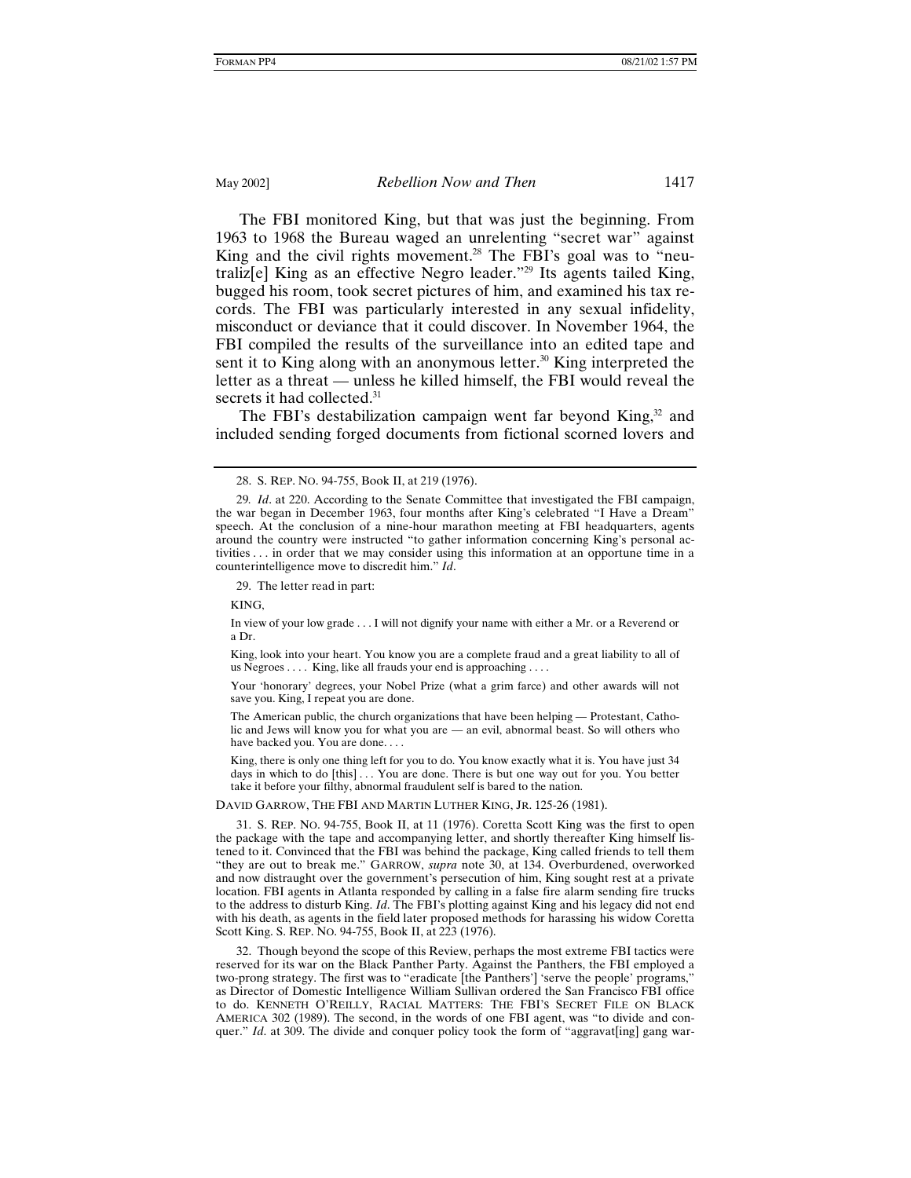The FBI monitored King, but that was just the beginning. From 1963 to 1968 the Bureau waged an unrelenting "secret war" against King and the civil rights movement.[28] The FBI's goal was to "neutraliz[e] King as an effective Negro leader."[29] Its agents tailed King, bugged his room, took secret pictures of him, and examined his tax records. The FBI was particularly interested in any sexual infidelity, misconduct or deviance that it could discover. In November 1964, the FBI compiled the results of the surveillance into an edited tape and sent it to King along with an anonymous letter.[30] King interpreted the letter as a threat — unless he killed himself, the FBI would reveal the secrets it had collected.[31]

The FBI's destabilization campaign went far beyond King,[32] and included sending forged documents from fictional scorned lovers and

---

28. S. REP. NO. 94-755, Book II, at 219 (1976).

29. *Id*. at 220. According to the Senate Committee that investigated the FBI campaign, the war began in December 1963, four months after King's celebrated "I Have a Dream" speech. At the conclusion of a nine-hour marathon meeting at FBI headquarters, agents around the country were instructed "to gather information concerning King's personal activities . . . in order that we may consider using this information at an opportune time in a counterintelligence move to discredit him." *Id*.

29. The letter read in part:

> KING,
>
> In view of your low grade . . . I will not dignify your name with either a Mr. or a Reverend or a Dr.
>
> King, look into your heart. You know you are a complete fraud and a great liability to all of us Negroes . . . . King, like all frauds your end is approaching . . . .
>
> Your 'honorary' degrees, your Nobel Prize (what a grim farce) and other awards will not save you. King, I repeat you are done.
>
> The American public, the church organizations that have been helping — Protestant, Catholic and Jews will know you for what you are — an evil, abnormal beast. So will others who have backed you. You are done. . . .
>
> King, there is only one thing left for you to do. You know exactly what it is. You have just 34 days in which to do [this] . . . You are done. There is but one way out for you. You better take it before your filthy, abnormal fraudulent self is bared to the nation.

DAVID GARROW, THE FBI AND MARTIN LUTHER KING, JR. 125-26 (1981).

31. S. REP. NO. 94-755, Book II, at 11 (1976). Coretta Scott King was the first to open the package with the tape and accompanying letter, and shortly thereafter King himself listened to it. Convinced that the FBI was behind the package, King called friends to tell them "they are out to break me." GARROW, *supra* note 30, at 134. Overburdened, overworked and now distraught over the government's persecution of him, King sought rest at a private location. FBI agents in Atlanta responded by calling in a false fire alarm sending fire trucks to the address to disturb King. *Id*. The FBI's plotting against King and his legacy did not end with his death, as agents in the field later proposed methods for harassing his widow Coretta Scott King. S. REP. NO. 94-755, Book II, at 223 (1976).

32. Though beyond the scope of this Review, perhaps the most extreme FBI tactics were reserved for its war on the Black Panther Party. Against the Panthers, the FBI employed a two-prong strategy. The first was to "eradicate [the Panthers'] 'serve the people' programs," as Director of Domestic Intelligence William Sullivan ordered the San Francisco FBI office to do. KENNETH O'REILLY, RACIAL MATTERS: THE FBI'S SECRET FILE ON BLACK AMERICA 302 (1989). The second, in the words of one FBI agent, was "to divide and conquer." *Id*. at 309. The divide and conquer policy took the form of "aggravat[ing] gang war-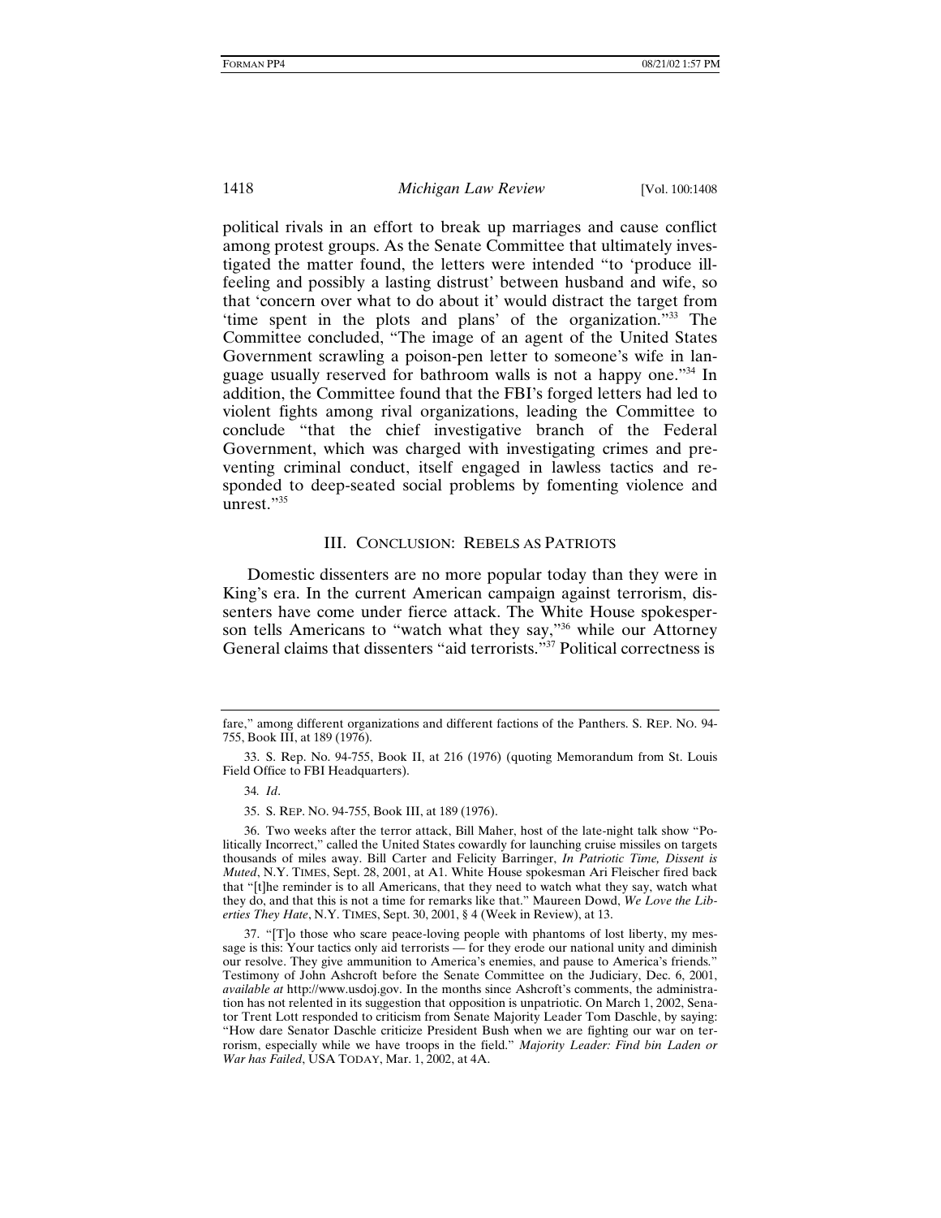political rivals in an effort to break up marriages and cause conflict among protest groups. As the Senate Committee that ultimately investigated the matter found, the letters were intended "to 'produce ill-feeling and possibly a lasting distrust' between husband and wife, so that 'concern over what to do about it' would distract the target from 'time spent in the plots and plans' of the organization."[33] The Committee concluded, "The image of an agent of the United States Government scrawling a poison-pen letter to someone's wife in language usually reserved for bathroom walls is not a happy one."[34] In addition, the Committee found that the FBI's forged letters had led to violent fights among rival organizations, leading the Committee to conclude "that the chief investigative branch of the Federal Government, which was charged with investigating crimes and preventing criminal conduct, itself engaged in lawless tactics and responded to deep-seated social problems by fomenting violence and unrest."[35]

## III. Conclusion: Rebels as Patriots

Domestic dissenters are no more popular today than they were in King's era. In the current American campaign against terrorism, dissenters have come under fierce attack. The White House spokesperson tells Americans to "watch what they say,"[36] while our Attorney General claims that dissenters "aid terrorists."[37] Political correctness is

---

fare," among different organizations and different factions of the Panthers. S. REP. NO. 94-755, Book III, at 189 (1976).

33. S. Rep. No. 94-755, Book II, at 216 (1976) (quoting Memorandum from St. Louis Field Office to FBI Headquarters).

34. *Id*.

35. S. REP. NO. 94-755, Book III, at 189 (1976).

36. Two weeks after the terror attack, Bill Maher, host of the late-night talk show "Politically Incorrect," called the United States cowardly for launching cruise missiles on targets thousands of miles away. Bill Carter and Felicity Barringer, *In Patriotic Time, Dissent is Muted*, N.Y. TIMES, Sept. 28, 2001, at A1. White House spokesman Ari Fleischer fired back that "[t]he reminder is to all Americans, that they need to watch what they say, watch what they do, and that this is not a time for remarks like that." Maureen Dowd, *We Love the Liberties They Hate*, N.Y. TIMES, Sept. 30, 2001, § 4 (Week in Review), at 13.

37. "[T]o those who scare peace-loving people with phantoms of lost liberty, my message is this: Your tactics only aid terrorists — for they erode our national unity and diminish our resolve. They give ammunition to America's enemies, and pause to America's friends." Testimony of John Ashcroft before the Senate Committee on the Judiciary, Dec. 6, 2001, *available at* http://www.usdoj.gov. In the months since Ashcroft's comments, the administration has not relented in its suggestion that opposition is unpatriotic. On March 1, 2002, Senator Trent Lott responded to criticism from Senate Majority Leader Tom Daschle, by saying: "How dare Senator Daschle criticize President Bush when we are fighting our war on terrorism, especially while we have troops in the field." *Majority Leader: Find bin Laden or War has Failed*, USA TODAY, Mar. 1, 2002, at 4A.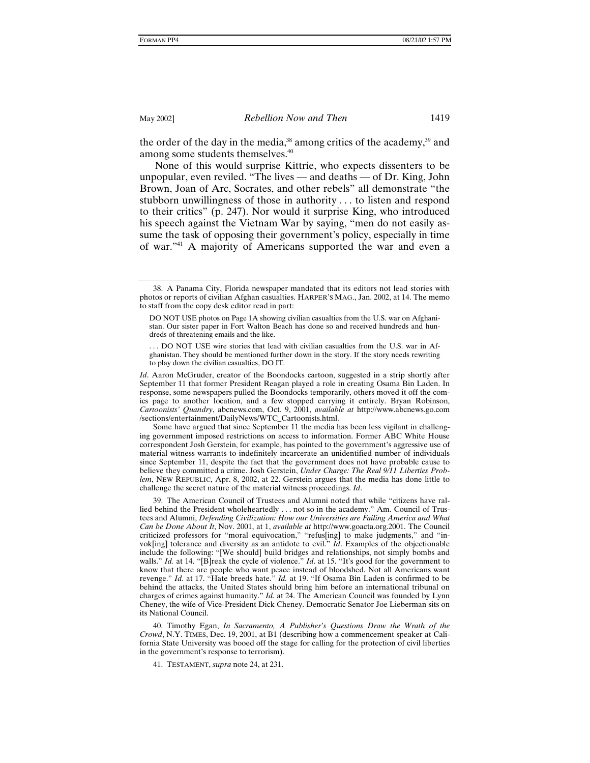the order of the day in the media,[38] among critics of the academy,[39] and among some students themselves.[40]

None of this would surprise Kittrie, who expects dissenters to be unpopular, even reviled. "The lives — and deaths — of Dr. King, John Brown, Joan of Arc, Socrates, and other rebels" all demonstrate "the stubborn unwillingness of those in authority . . . to listen and respond to their critics" (p. 247). Nor would it surprise King, who introduced his speech against the Vietnam War by saying, "men do not easily assume the task of opposing their government's policy, especially in time of war."[41] A majority of Americans supported the war and even a

---

38. A Panama City, Florida newspaper mandated that its editors not lead stories with photos or reports of civilian Afghan casualties. HARPER'S MAG., Jan. 2002, at 14. The memo to staff from the copy desk editor read in part:

> DO NOT USE photos on Page 1A showing civilian casualties from the U.S. war on Afghanistan. Our sister paper in Fort Walton Beach has done so and received hundreds and hundreds of threatening emails and the like.
>
> . . . DO NOT USE wire stories that lead with civilian casualties from the U.S. war in Afghanistan. They should be mentioned further down in the story. If the story needs rewriting to play down the civilian casualties, DO IT.

*Id*. Aaron McGruder, creator of the Boondocks cartoon, suggested in a strip shortly after September 11 that former President Reagan played a role in creating Osama Bin Laden. In response, some newspapers pulled the Boondocks temporarily, others moved it off the comics page to another location, and a few stopped carrying it entirely. Bryan Robinson, *Cartoonists' Quandry*, abcnews.com, Oct. 9, 2001, *available at* http://www.abcnews.go.com/sections/entertainment/DailyNews/WTC_Cartoonists.html.

Some have argued that since September 11 the media has been less vigilant in challenging government imposed restrictions on access to information. Former ABC White House correspondent Josh Gerstein, for example, has pointed to the government's aggressive use of material witness warrants to indefinitely incarcerate an unidentified number of individuals since September 11, despite the fact that the government does not have probable cause to believe they committed a crime. Josh Gerstein, *Under Charge: The Real 9/11 Liberties Problem*, NEW REPUBLIC, Apr. 8, 2002, at 22. Gerstein argues that the media has done little to challenge the secret nature of the material witness proceedings. *Id*.

39. The American Council of Trustees and Alumni noted that while "citizens have rallied behind the President wholeheartedly . . . not so in the academy." Am. Council of Trustees and Alumni, *Defending Civilization: How our Universities are Failing America and What Can be Done About It*, Nov. 2001, at 1, *available at* http://www.goacta.org.2001. The Council criticized professors for "moral equivocation," "refus[ing] to make judgments," and "invok[ing] tolerance and diversity as an antidote to evil." *Id*. Examples of the objectionable include the following: "[We should] build bridges and relationships, not simply bombs and walls." *Id.* at 14. "[B]reak the cycle of violence." *Id*. at 15. "It's good for the government to know that there are people who want peace instead of bloodshed. Not all Americans want revenge." *Id*. at 17. "Hate breeds hate." *Id.* at 19. "If Osama Bin Laden is confirmed to be behind the attacks, the United States should bring him before an international tribunal on charges of crimes against humanity." *Id.* at 24. The American Council was founded by Lynn Cheney, the wife of Vice-President Dick Cheney. Democratic Senator Joe Lieberman sits on its National Council.

40. Timothy Egan, *In Sacramento, A Publisher's Questions Draw the Wrath of the Crowd*, N.Y. TIMES, Dec. 19, 2001, at B1 (describing how a commencement speaker at California State University was booed off the stage for calling for the protection of civil liberties in the government's response to terrorism).

41. TESTAMENT, *supra* note 24, at 231.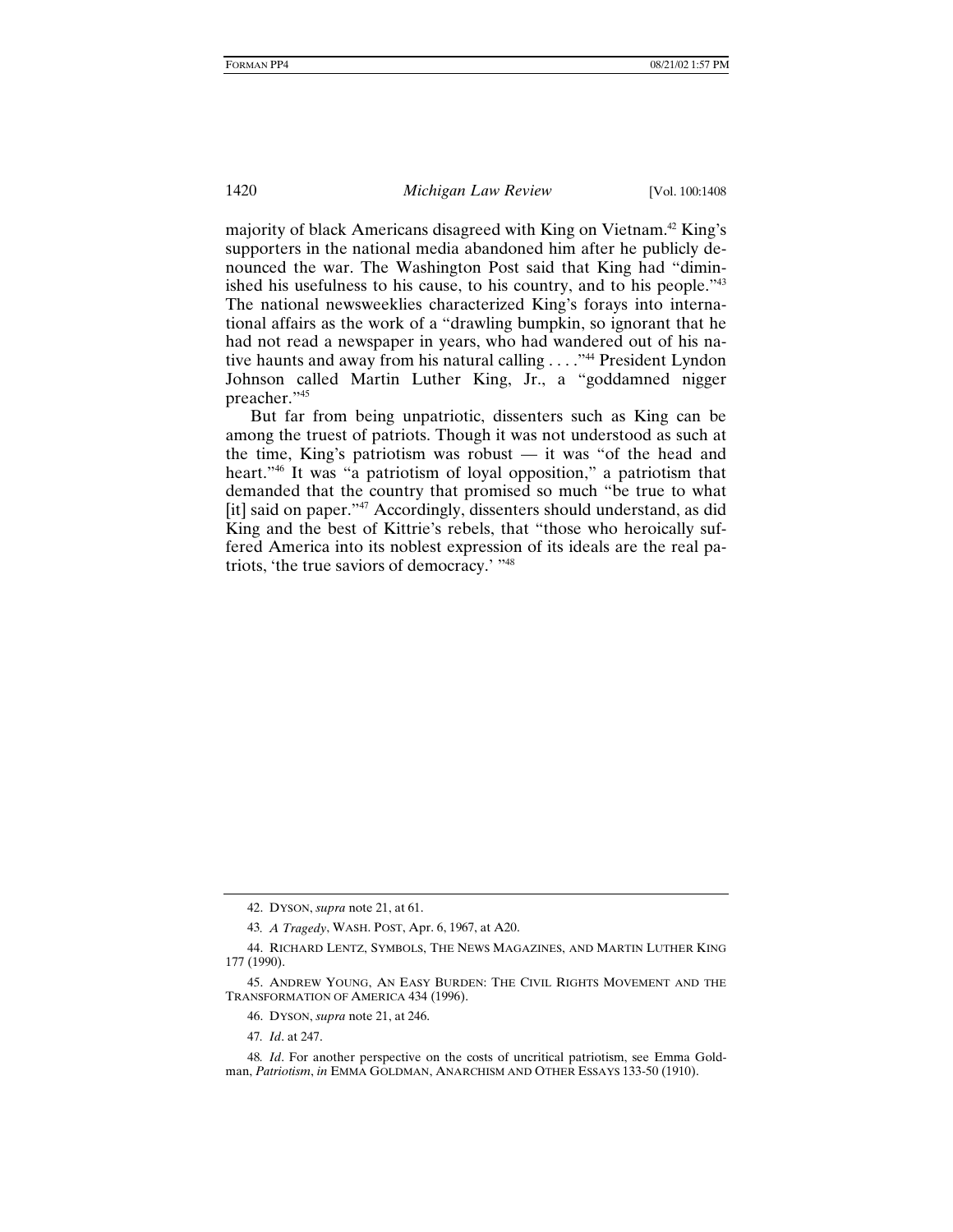majority of black Americans disagreed with King on Vietnam.[42] King's supporters in the national media abandoned him after he publicly denounced the war. The Washington Post said that King had "diminished his usefulness to his cause, to his country, and to his people."[43] The national newsweeklies characterized King's forays into international affairs as the work of a "drawling bumpkin, so ignorant that he had not read a newspaper in years, who had wandered out of his native haunts and away from his natural calling . . . ."[44] President Lyndon Johnson called Martin Luther King, Jr., a "goddamned nigger preacher."[45]

But far from being unpatriotic, dissenters such as King can be among the truest of patriots. Though it was not understood as such at the time, King's patriotism was robust — it was "of the head and heart."[46] It was "a patriotism of loyal opposition," a patriotism that demanded that the country that promised so much "be true to what [it] said on paper."[47] Accordingly, dissenters should understand, as did King and the best of Kittrie's rebels, that "those who heroically suffered America into its noblest expression of its ideals are the real patriots, 'the true saviors of democracy.' "[48]

---

42. DYSON, *supra* note 21, at 61.

43. *A Tragedy*, WASH. POST, Apr. 6, 1967, at A20.

44. RICHARD LENTZ, SYMBOLS, THE NEWS MAGAZINES, AND MARTIN LUTHER KING 177 (1990).

45. ANDREW YOUNG, AN EASY BURDEN: THE CIVIL RIGHTS MOVEMENT AND THE TRANSFORMATION OF AMERICA 434 (1996).

46. DYSON, *supra* note 21, at 246.

47. *Id*. at 247.

48. *Id*. For another perspective on the costs of uncritical patriotism, see Emma Goldman, *Patriotism*, *in* EMMA GOLDMAN, ANARCHISM AND OTHER ESSAYS 133-50 (1910).